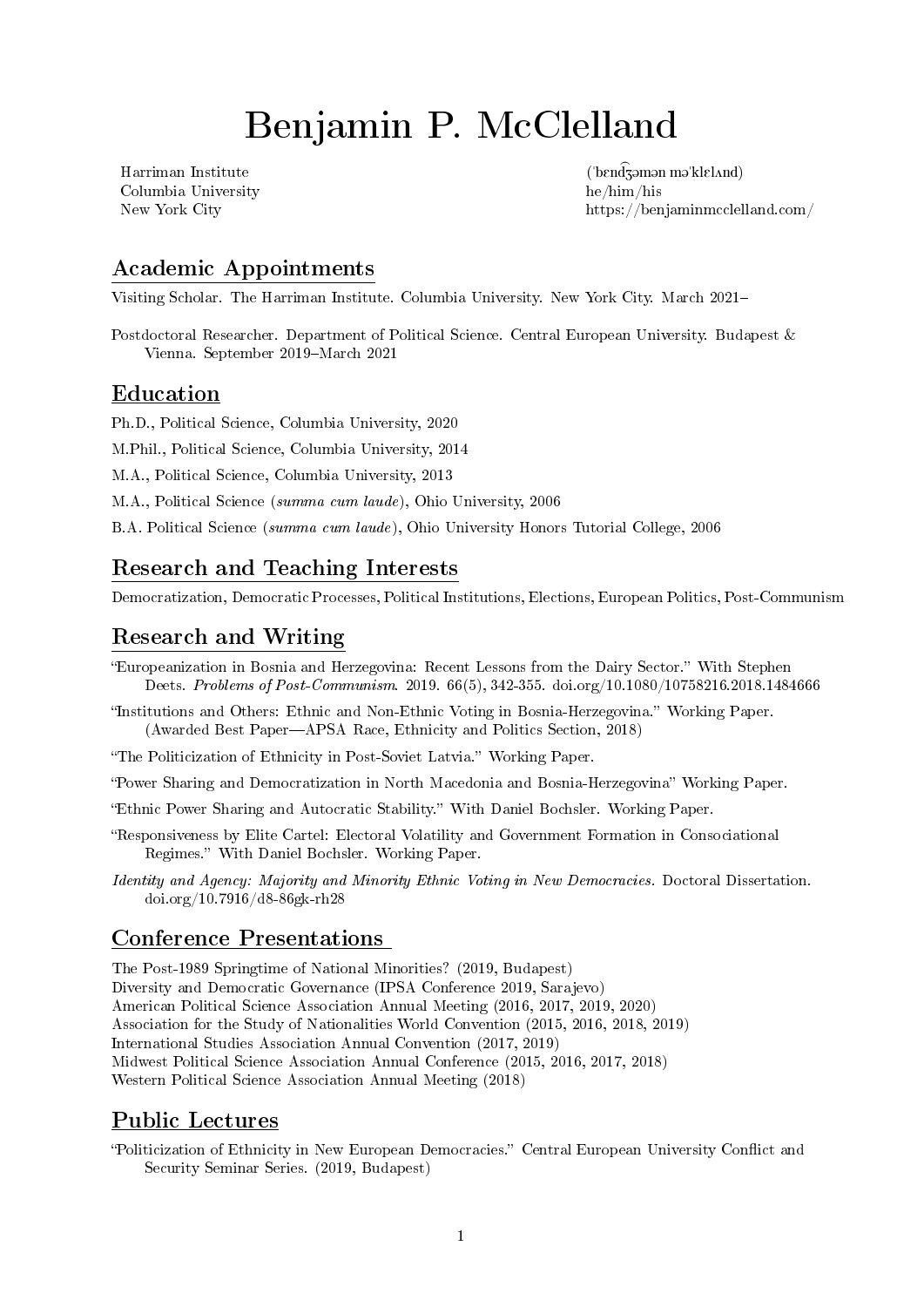# Benjamin P. McClelland

Harriman Institute
Columbia University
New York City

(ˈbɛnd͡ʒəmən məˈklɛlʌnd)
he/him/his
https://benjaminmcclelland.com/

## Academic Appointments

Visiting Scholar. The Harriman Institute. Columbia University. New York City. March 2021–

Postdoctoral Researcher. Department of Political Science. Central European University. Budapest & Vienna. September 2019–March 2021

## Education

Ph.D., Political Science, Columbia University, 2020

M.Phil., Political Science, Columbia University, 2014

M.A., Political Science, Columbia University, 2013

M.A., Political Science (*summa cum laude*), Ohio University, 2006

B.A. Political Science (*summa cum laude*), Ohio University Honors Tutorial College, 2006

## Research and Teaching Interests

Democratization, Democratic Processes, Political Institutions, Elections, European Politics, Post-Communism

## Research and Writing

"Europeanization in Bosnia and Herzegovina: Recent Lessons from the Dairy Sector." With Stephen Deets. *Problems of Post-Communism*. 2019. 66(5), 342-355. doi.org/10.1080/10758216.2018.1484666

"Institutions and Others: Ethnic and Non-Ethnic Voting in Bosnia-Herzegovina." Working Paper. (Awarded Best Paper—APSA Race, Ethnicity and Politics Section, 2018)

"The Politicization of Ethnicity in Post-Soviet Latvia." Working Paper.

"Power Sharing and Democratization in North Macedonia and Bosnia-Herzegovina" Working Paper.

"Ethnic Power Sharing and Autocratic Stability." With Daniel Bochsler. Working Paper.

"Responsiveness by Elite Cartel: Electoral Volatility and Government Formation in Consociational Regimes." With Daniel Bochsler. Working Paper.

*Identity and Agency: Majority and Minority Ethnic Voting in New Democracies.* Doctoral Dissertation. doi.org/10.7916/d8-86gk-rh28

## Conference Presentations

The Post-1989 Springtime of National Minorities? (2019, Budapest)
Diversity and Democratic Governance (IPSA Conference 2019, Sarajevo)
American Political Science Association Annual Meeting (2016, 2017, 2019, 2020)
Association for the Study of Nationalities World Convention (2015, 2016, 2018, 2019)
International Studies Association Annual Convention (2017, 2019)
Midwest Political Science Association Annual Conference (2015, 2016, 2017, 2018)
Western Political Science Association Annual Meeting (2018)

## Public Lectures

"Politicization of Ethnicity in New European Democracies." Central European University Conflict and Security Seminar Series. (2019, Budapest)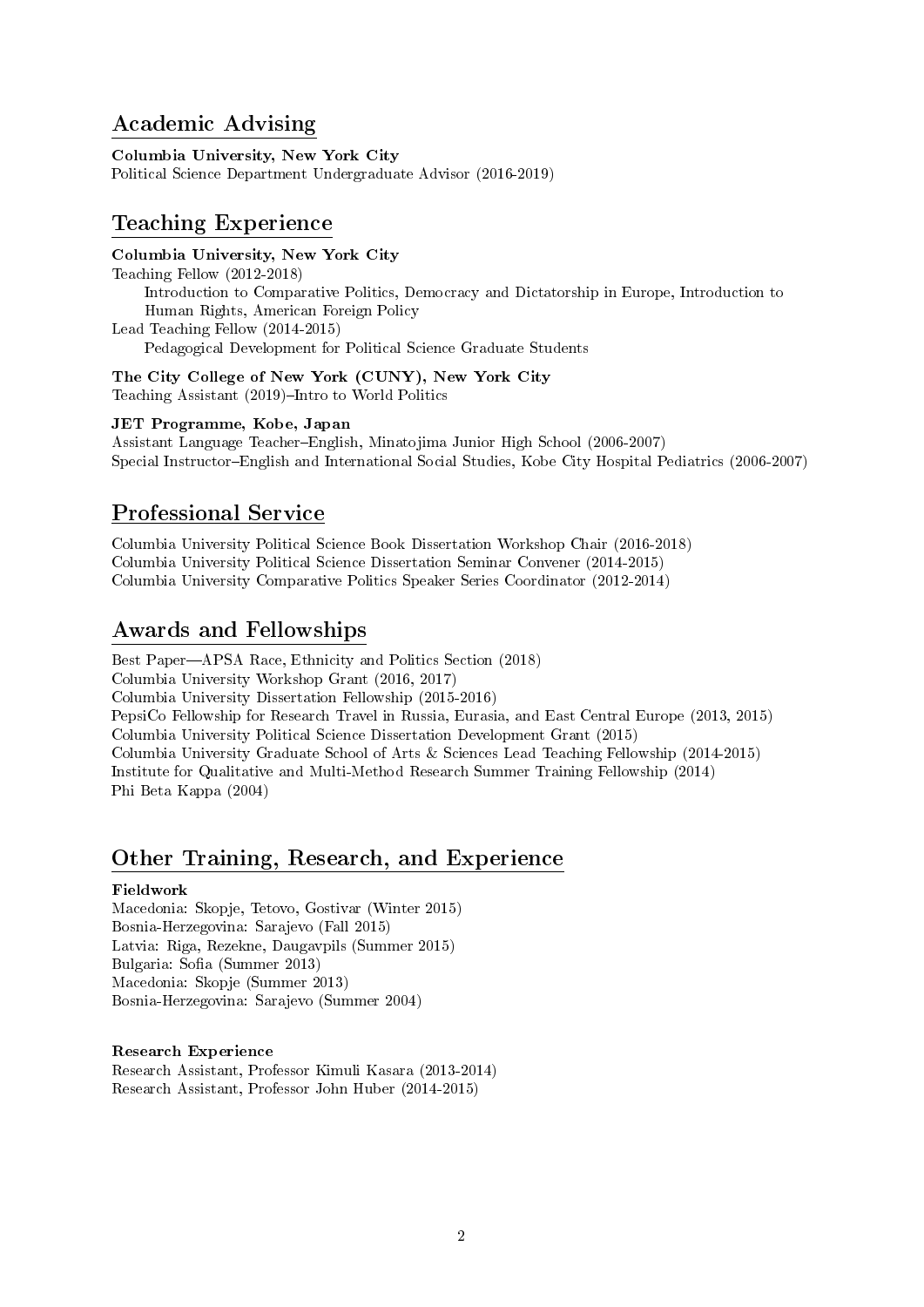## Academic Advising

**Columbia University, New York City**
Political Science Department Undergraduate Advisor (2016-2019)

## Teaching Experience

**Columbia University, New York City**
Teaching Fellow (2012-2018)
  Introduction to Comparative Politics, Democracy and Dictatorship in Europe, Introduction to Human Rights, American Foreign Policy
Lead Teaching Fellow (2014-2015)
  Pedagogical Development for Political Science Graduate Students

**The City College of New York (CUNY), New York City**
Teaching Assistant (2019)–Intro to World Politics

**JET Programme, Kobe, Japan**
Assistant Language Teacher–English, Minatojima Junior High School (2006-2007)
Special Instructor–English and International Social Studies, Kobe City Hospital Pediatrics (2006-2007)

## Professional Service

Columbia University Political Science Book Dissertation Workshop Chair (2016-2018)
Columbia University Political Science Dissertation Seminar Convener (2014-2015)
Columbia University Comparative Politics Speaker Series Coordinator (2012-2014)

## Awards and Fellowships

Best Paper—APSA Race, Ethnicity and Politics Section (2018)
Columbia University Workshop Grant (2016, 2017)
Columbia University Dissertation Fellowship (2015-2016)
PepsiCo Fellowship for Research Travel in Russia, Eurasia, and East Central Europe (2013, 2015)
Columbia University Political Science Dissertation Development Grant (2015)
Columbia University Graduate School of Arts & Sciences Lead Teaching Fellowship (2014-2015)
Institute for Qualitative and Multi-Method Research Summer Training Fellowship (2014)
Phi Beta Kappa (2004)

## Other Training, Research, and Experience

**Fieldwork**
Macedonia: Skopje, Tetovo, Gostivar (Winter 2015)
Bosnia-Herzegovina: Sarajevo (Fall 2015)
Latvia: Riga, Rezekne, Daugavpils (Summer 2015)
Bulgaria: Sofia (Summer 2013)
Macedonia: Skopje (Summer 2013)
Bosnia-Herzegovina: Sarajevo (Summer 2004)

**Research Experience**
Research Assistant, Professor Kimuli Kasara (2013-2014)
Research Assistant, Professor John Huber (2014-2015)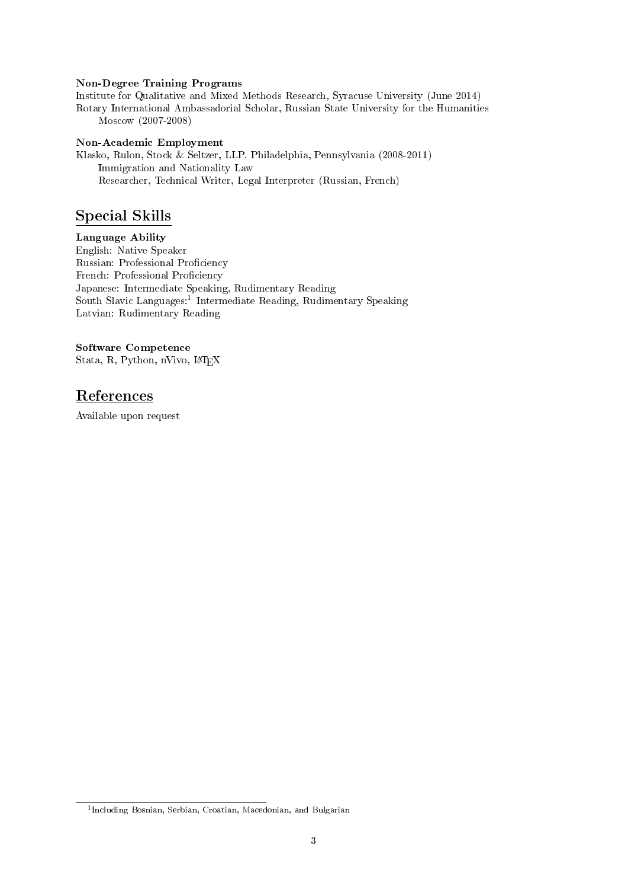**Non-Degree Training Programs**

Institute for Qualitative and Mixed Methods Research, Syracuse University (June 2014)

Rotary International Ambassadorial Scholar, Russian State University for the Humanities
 Moscow (2007-2008)

**Non-Academic Employment**

Klasko, Rulon, Stock & Seltzer, LLP. Philadelphia, Pennsylvania (2008-2011)
 Immigration and Nationality Law
 Researcher, Technical Writer, Legal Interpreter (Russian, French)

## Special Skills

**Language Ability**

English: Native Speaker
Russian: Professional Proficiency
French: Professional Proficiency
Japanese: Intermediate Speaking, Rudimentary Reading
South Slavic Languages:[1] Intermediate Reading, Rudimentary Speaking
Latvian: Rudimentary Reading

**Software Competence**

Stata, R, Python, nVivo, LaTeX

## References

Available upon request

[1] Including Bosnian, Serbian, Croatian, Macedonian, and Bulgarian